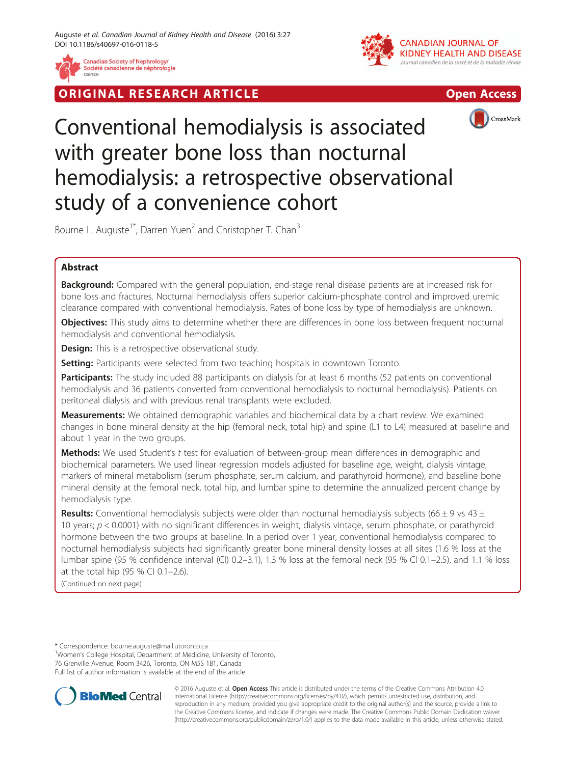ORIGINAL RESEARCH ARTICLE

Open Access

# Conventional hemodialysis is associated with greater bone loss than nocturnal hemodialysis: a retrospective observational study of a convenience cohort

Bourne L. Auguste[1*], Darren Yuen[2] and Christopher T. Chan[3]

## Abstract

**Background:** Compared with the general population, end-stage renal disease patients are at increased risk for bone loss and fractures. Nocturnal hemodialysis offers superior calcium-phosphate control and improved uremic clearance compared with conventional hemodialysis. Rates of bone loss by type of hemodialysis are unknown.

**Objectives:** This study aims to determine whether there are differences in bone loss between frequent nocturnal hemodialysis and conventional hemodialysis.

**Design:** This is a retrospective observational study.

**Setting:** Participants were selected from two teaching hospitals in downtown Toronto.

**Participants:** The study included 88 participants on dialysis for at least 6 months (52 patients on conventional hemodialysis and 36 patients converted from conventional hemodialysis to nocturnal hemodialysis). Patients on peritoneal dialysis and with previous renal transplants were excluded.

**Measurements:** We obtained demographic variables and biochemical data by a chart review. We examined changes in bone mineral density at the hip (femoral neck, total hip) and spine (L1 to L4) measured at baseline and about 1 year in the two groups.

**Methods:** We used Student's *t* test for evaluation of between-group mean differences in demographic and biochemical parameters. We used linear regression models adjusted for baseline age, weight, dialysis vintage, markers of mineral metabolism (serum phosphate, serum calcium, and parathyroid hormone), and baseline bone mineral density at the femoral neck, total hip, and lumbar spine to determine the annualized percent change by hemodialysis type.

**Results:** Conventional hemodialysis subjects were older than nocturnal hemodialysis subjects (66 ± 9 vs 43 ± 10 years; $p < 0.0001$) with no significant differences in weight, dialysis vintage, serum phosphate, or parathyroid hormone between the two groups at baseline. In a period over 1 year, conventional hemodialysis compared to nocturnal hemodialysis subjects had significantly greater bone mineral density losses at all sites (1.6 % loss at the lumbar spine (95 % confidence interval (CI) 0.2–3.1), 1.3 % loss at the femoral neck (95 % CI 0.1–2.5), and 1.1 % loss at the total hip (95 % CI 0.1–2.6).

(Continued on next page)

\* Correspondence: bourne.auguste@mail.utoronto.ca

[1]Women's College Hospital, Department of Medicine, University of Toronto, 76 Grenville Avenue, Room 3426, Toronto, ON M5S 1B1, Canada

Full list of author information is available at the end of the article

© 2016 Auguste et al. **Open Access** This article is distributed under the terms of the Creative Commons Attribution 4.0 International License (http://creativecommons.org/licenses/by/4.0/), which permits unrestricted use, distribution, and reproduction in any medium, provided you give appropriate credit to the original author(s) and the source, provide a link to the Creative Commons license, and indicate if changes were made. The Creative Commons Public Domain Dedication waiver (http://creativecommons.org/publicdomain/zero/1.0/) applies to the data made available in this article, unless otherwise stated.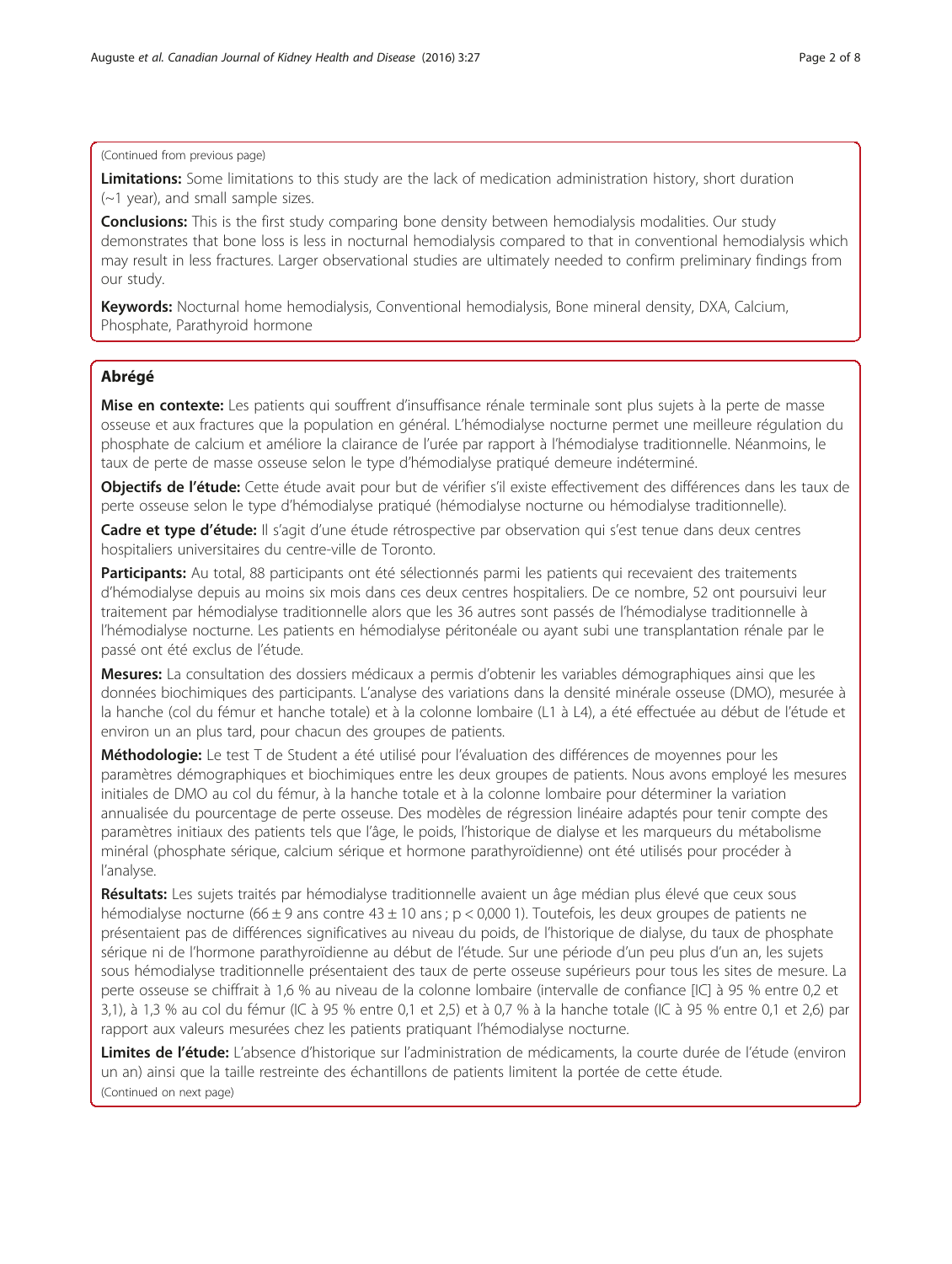(Continued from previous page)

**Limitations:** Some limitations to this study are the lack of medication administration history, short duration (~1 year), and small sample sizes.

**Conclusions:** This is the first study comparing bone density between hemodialysis modalities. Our study demonstrates that bone loss is less in nocturnal hemodialysis compared to that in conventional hemodialysis which may result in less fractures. Larger observational studies are ultimately needed to confirm preliminary findings from our study.

**Keywords:** Nocturnal home hemodialysis, Conventional hemodialysis, Bone mineral density, DXA, Calcium, Phosphate, Parathyroid hormone

## Abrégé

**Mise en contexte:** Les patients qui souffrent d'insuffisance rénale terminale sont plus sujets à la perte de masse osseuse et aux fractures que la population en général. L'hémodialyse nocturne permet une meilleure régulation du phosphate de calcium et améliore la clairance de l'urée par rapport à l'hémodialyse traditionnelle. Néanmoins, le taux de perte de masse osseuse selon le type d'hémodialyse pratiqué demeure indéterminé.

**Objectifs de l'étude:** Cette étude avait pour but de vérifier s'il existe effectivement des différences dans les taux de perte osseuse selon le type d'hémodialyse pratiqué (hémodialyse nocturne ou hémodialyse traditionnelle).

**Cadre et type d'étude:** Il s'agit d'une étude rétrospective par observation qui s'est tenue dans deux centres hospitaliers universitaires du centre-ville de Toronto.

**Participants:** Au total, 88 participants ont été sélectionnés parmi les patients qui recevaient des traitements d'hémodialyse depuis au moins six mois dans ces deux centres hospitaliers. De ce nombre, 52 ont poursuivi leur traitement par hémodialyse traditionnelle alors que les 36 autres sont passés de l'hémodialyse traditionnelle à l'hémodialyse nocturne. Les patients en hémodialyse péritonéale ou ayant subi une transplantation rénale par le passé ont été exclus de l'étude.

**Mesures:** La consultation des dossiers médicaux a permis d'obtenir les variables démographiques ainsi que les données biochimiques des participants. L'analyse des variations dans la densité minérale osseuse (DMO), mesurée à la hanche (col du fémur et hanche totale) et à la colonne lombaire (L1 à L4), a été effectuée au début de l'étude et environ un an plus tard, pour chacun des groupes de patients.

**Méthodologie:** Le test T de Student a été utilisé pour l'évaluation des différences de moyennes pour les paramètres démographiques et biochimiques entre les deux groupes de patients. Nous avons employé les mesures initiales de DMO au col du fémur, à la hanche totale et à la colonne lombaire pour déterminer la variation annualisée du pourcentage de perte osseuse. Des modèles de régression linéaire adaptés pour tenir compte des paramètres initiaux des patients tels que l'âge, le poids, l'historique de dialyse et les marqueurs du métabolisme minéral (phosphate sérique, calcium sérique et hormone parathyroïdienne) ont été utilisés pour procéder à l'analyse.

**Résultats:** Les sujets traités par hémodialyse traditionnelle avaient un âge médian plus élevé que ceux sous hémodialyse nocturne (66 ± 9 ans contre 43 ± 10 ans ; p < 0,000 1). Toutefois, les deux groupes de patients ne présentaient pas de différences significatives au niveau du poids, de l'historique de dialyse, du taux de phosphate sérique ni de l'hormone parathyroïdienne au début de l'étude. Sur une période d'un peu plus d'un an, les sujets sous hémodialyse traditionnelle présentaient des taux de perte osseuse supérieurs pour tous les sites de mesure. La perte osseuse se chiffrait à 1,6 % au niveau de la colonne lombaire (intervalle de confiance [IC] à 95 % entre 0,2 et 3,1), à 1,3 % au col du fémur (IC à 95 % entre 0,1 et 2,5) et à 0,7 % à la hanche totale (IC à 95 % entre 0,1 et 2,6) par rapport aux valeurs mesurées chez les patients pratiquant l'hémodialyse nocturne.

**Limites de l'étude:** L'absence d'historique sur l'administration de médicaments, la courte durée de l'étude (environ un an) ainsi que la taille restreinte des échantillons de patients limitent la portée de cette étude.

(Continued on next page)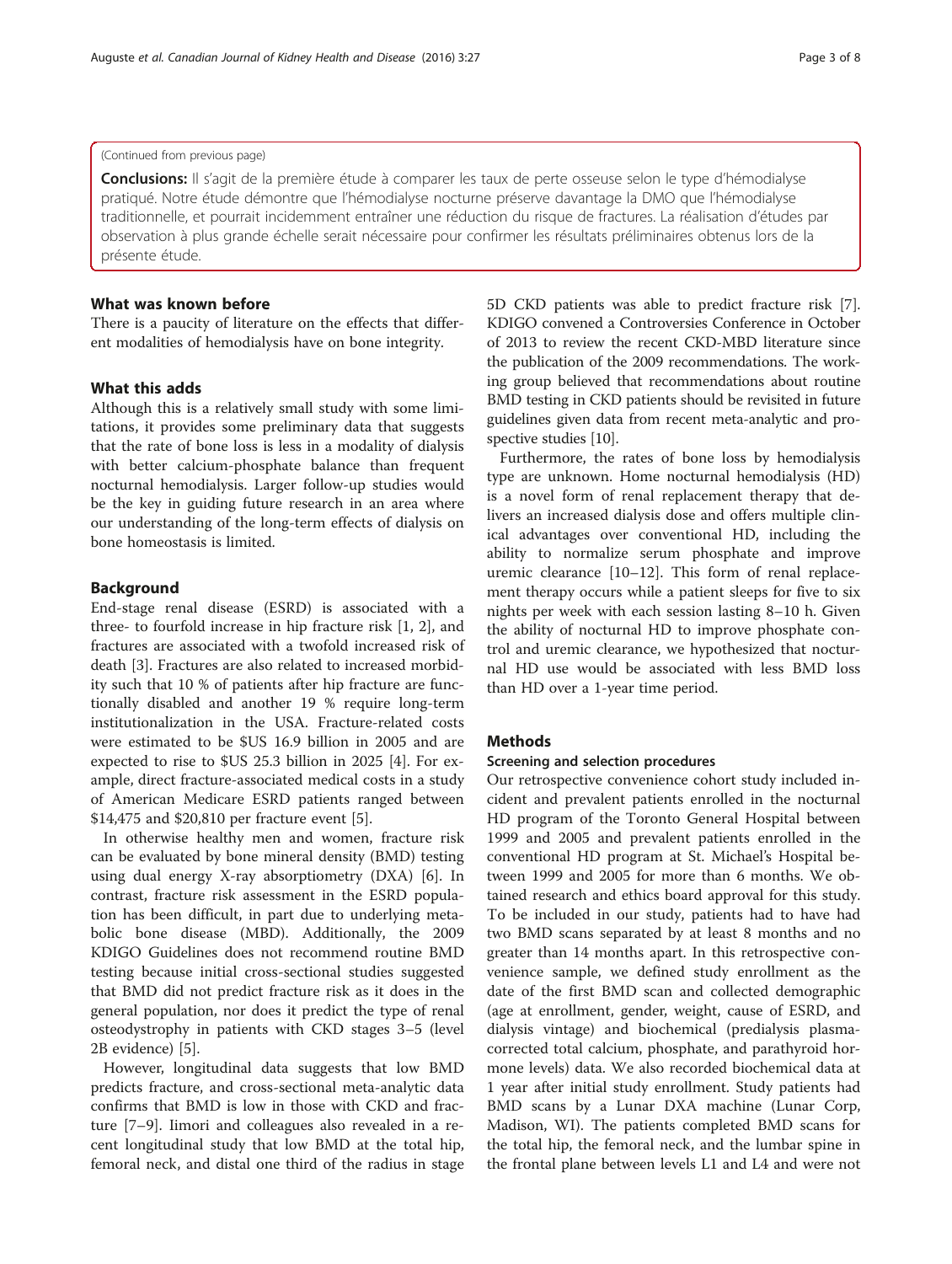(Continued from previous page)

**Conclusions:** Il s'agit de la première étude à comparer les taux de perte osseuse selon le type d'hémodialyse pratiqué. Notre étude démontre que l'hémodialyse nocturne préserve davantage la DMO que l'hémodialyse traditionnelle, et pourrait incidemment entraîner une réduction du risque de fractures. La réalisation d'études par observation à plus grande échelle serait nécessaire pour confirmer les résultats préliminaires obtenus lors de la présente étude.

## What was known before

There is a paucity of literature on the effects that different modalities of hemodialysis have on bone integrity.

## What this adds

Although this is a relatively small study with some limitations, it provides some preliminary data that suggests that the rate of bone loss is less in a modality of dialysis with better calcium-phosphate balance than frequent nocturnal hemodialysis. Larger follow-up studies would be the key in guiding future research in an area where our understanding of the long-term effects of dialysis on bone homeostasis is limited.

## Background

End-stage renal disease (ESRD) is associated with a three- to fourfold increase in hip fracture risk [1, 2], and fractures are associated with a twofold increased risk of death [3]. Fractures are also related to increased morbidity such that 10 % of patients after hip fracture are functionally disabled and another 19 % require long-term institutionalization in the USA. Fracture-related costs were estimated to be $US 16.9 billion in 2005 and are expected to rise to $US 25.3 billion in 2025 [4]. For example, direct fracture-associated medical costs in a study of American Medicare ESRD patients ranged between $14,475 and $20,810 per fracture event [5].

In otherwise healthy men and women, fracture risk can be evaluated by bone mineral density (BMD) testing using dual energy X-ray absorptiometry (DXA) [6]. In contrast, fracture risk assessment in the ESRD population has been difficult, in part due to underlying metabolic bone disease (MBD). Additionally, the 2009 KDIGO Guidelines does not recommend routine BMD testing because initial cross-sectional studies suggested that BMD did not predict fracture risk as it does in the general population, nor does it predict the type of renal osteodystrophy in patients with CKD stages 3–5 (level 2B evidence) [5].

However, longitudinal data suggests that low BMD predicts fracture, and cross-sectional meta-analytic data confirms that BMD is low in those with CKD and fracture [7–9]. Iimori and colleagues also revealed in a recent longitudinal study that low BMD at the total hip, femoral neck, and distal one third of the radius in stage 5D CKD patients was able to predict fracture risk [7]. KDIGO convened a Controversies Conference in October of 2013 to review the recent CKD-MBD literature since the publication of the 2009 recommendations. The working group believed that recommendations about routine BMD testing in CKD patients should be revisited in future guidelines given data from recent meta-analytic and prospective studies [10].

Furthermore, the rates of bone loss by hemodialysis type are unknown. Home nocturnal hemodialysis (HD) is a novel form of renal replacement therapy that delivers an increased dialysis dose and offers multiple clinical advantages over conventional HD, including the ability to normalize serum phosphate and improve uremic clearance [10–12]. This form of renal replacement therapy occurs while a patient sleeps for five to six nights per week with each session lasting 8–10 h. Given the ability of nocturnal HD to improve phosphate control and uremic clearance, we hypothesized that nocturnal HD use would be associated with less BMD loss than HD over a 1-year time period.

## Methods

### Screening and selection procedures

Our retrospective convenience cohort study included incident and prevalent patients enrolled in the nocturnal HD program of the Toronto General Hospital between 1999 and 2005 and prevalent patients enrolled in the conventional HD program at St. Michael's Hospital between 1999 and 2005 for more than 6 months. We obtained research and ethics board approval for this study. To be included in our study, patients had to have had two BMD scans separated by at least 8 months and no greater than 14 months apart. In this retrospective convenience sample, we defined study enrollment as the date of the first BMD scan and collected demographic (age at enrollment, gender, weight, cause of ESRD, and dialysis vintage) and biochemical (predialysis plasma-corrected total calcium, phosphate, and parathyroid hormone levels) data. We also recorded biochemical data at 1 year after initial study enrollment. Study patients had BMD scans by a Lunar DXA machine (Lunar Corp, Madison, WI). The patients completed BMD scans for the total hip, the femoral neck, and the lumbar spine in the frontal plane between levels L1 and L4 and were not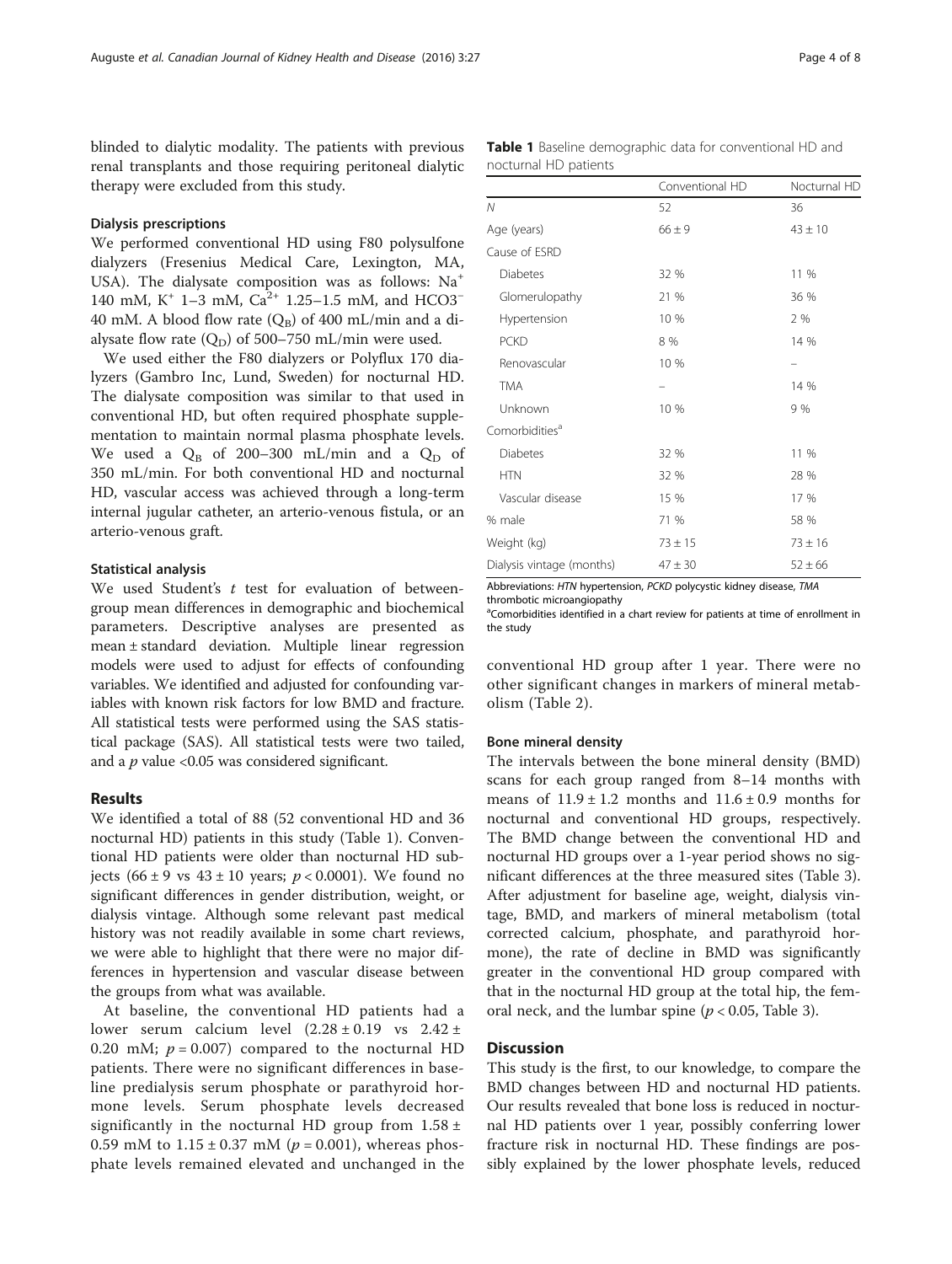blinded to dialytic modality. The patients with previous renal transplants and those requiring peritoneal dialytic therapy were excluded from this study.

### Dialysis prescriptions

We performed conventional HD using F80 polysulfone dialyzers (Fresenius Medical Care, Lexington, MA, USA). The dialysate composition was as follows: $Na^+$ 140 mM, $K^+$ 1–3 mM, $Ca^{2+}$ 1.25–1.5 mM, and $HCO3^-$ 40 mM. A blood flow rate ($Q_B$) of 400 mL/min and a dialysate flow rate ($Q_D$) of 500–750 mL/min were used.

We used either the F80 dialyzers or Polyflux 170 dialyzers (Gambro Inc, Lund, Sweden) for nocturnal HD. The dialysate composition was similar to that used in conventional HD, but often required phosphate supplementation to maintain normal plasma phosphate levels. We used a $Q_B$ of 200–300 mL/min and a $Q_D$ of 350 mL/min. For both conventional HD and nocturnal HD, vascular access was achieved through a long-term internal jugular catheter, an arterio-venous fistula, or an arterio-venous graft.

### Statistical analysis

We used Student's *t* test for evaluation of between-group mean differences in demographic and biochemical parameters. Descriptive analyses are presented as mean ± standard deviation. Multiple linear regression models were used to adjust for effects of confounding variables. We identified and adjusted for confounding variables with known risk factors for low BMD and fracture. All statistical tests were performed using the SAS statistical package (SAS). All statistical tests were two tailed, and a $p$ value <0.05 was considered significant.

## Results

We identified a total of 88 (52 conventional HD and 36 nocturnal HD) patients in this study (Table 1). Conventional HD patients were older than nocturnal HD subjects (66 ± 9 vs 43 ± 10 years; $p < 0.0001$). We found no significant differences in gender distribution, weight, or dialysis vintage. Although some relevant past medical history was not readily available in some chart reviews, we were able to highlight that there were no major differences in hypertension and vascular disease between the groups from what was available.

At baseline, the conventional HD patients had a lower serum calcium level (2.28 ± 0.19 vs 2.42 ± 0.20 mM; $p = 0.007$) compared to the nocturnal HD patients. There were no significant differences in baseline predialysis serum phosphate or parathyroid hormone levels. Serum phosphate levels decreased significantly in the nocturnal HD group from 1.58 ± 0.59 mM to 1.15 ± 0.37 mM ($p = 0.001$), whereas phosphate levels remained elevated and unchanged in the conventional HD group after 1 year. There were no other significant changes in markers of mineral metabolism (Table 2).

**Table 1** Baseline demographic data for conventional HD and nocturnal HD patients

| | Conventional HD | Nocturnal HD |
|---|---|---|
| *N* | 52 | 36 |
| Age (years) | 66 ± 9 | 43 ± 10 |
| Cause of ESRD | | |
| Diabetes | 32 % | 11 % |
| Glomerulopathy | 21 % | 36 % |
| Hypertension | 10 % | 2 % |
| PCKD | 8 % | 14 % |
| Renovascular | 10 % | – |
| TMA | – | 14 % |
| Unknown | 10 % | 9 % |
| Comorbidities[a] | | |
| Diabetes | 32 % | 11 % |
| HTN | 32 % | 28 % |
| Vascular disease | 15 % | 17 % |
| % male | 71 % | 58 % |
| Weight (kg) | 73 ± 15 | 73 ± 16 |
| Dialysis vintage (months) | 47 ± 30 | 52 ± 66 |

Abbreviations: *HTN* hypertension, *PCKD* polycystic kidney disease, *TMA* thrombotic microangiopathy

[a]Comorbidities identified in a chart review for patients at time of enrollment in the study

### Bone mineral density

The intervals between the bone mineral density (BMD) scans for each group ranged from 8–14 months with means of 11.9 ± 1.2 months and 11.6 ± 0.9 months for nocturnal and conventional HD groups, respectively. The BMD change between the conventional HD and nocturnal HD groups over a 1-year period shows no significant differences at the three measured sites (Table 3). After adjustment for baseline age, weight, dialysis vintage, BMD, and markers of mineral metabolism (total corrected calcium, phosphate, and parathyroid hormone), the rate of decline in BMD was significantly greater in the conventional HD group compared with that in the nocturnal HD group at the total hip, the femoral neck, and the lumbar spine ($p < 0.05$, Table 3).

## Discussion

This study is the first, to our knowledge, to compare the BMD changes between HD and nocturnal HD patients. Our results revealed that bone loss is reduced in nocturnal HD patients over 1 year, possibly conferring lower fracture risk in nocturnal HD. These findings are possibly explained by the lower phosphate levels, reduced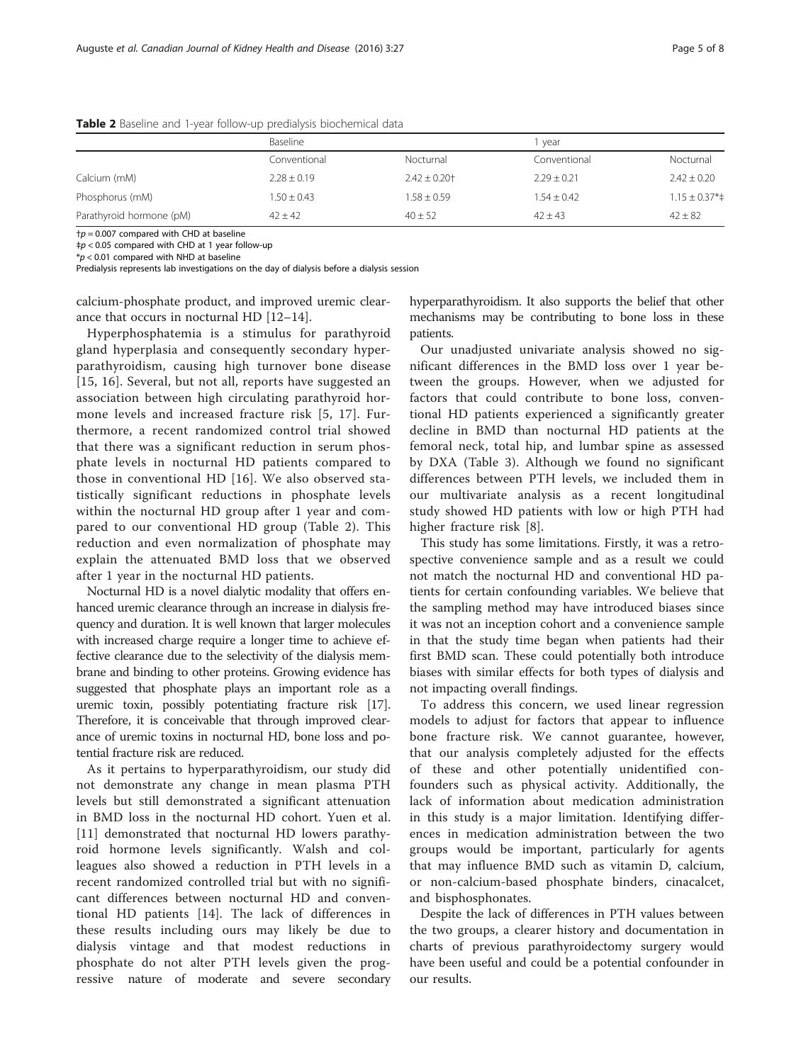**Table 2** Baseline and 1-year follow-up predialysis biochemical data

| | Baseline | | 1 year | |
|---|---|---|---|---|
| | Conventional | Nocturnal | Conventional | Nocturnal |
| Calcium (mM) | 2.28 ± 0.19 | 2.42 ± 0.20† | 2.29 ± 0.21 | 2.42 ± 0.20 |
| Phosphorus (mM) | 1.50 ± 0.43 | 1.58 ± 0.59 | 1.54 ± 0.42 | 1.15 ± 0.37*‡ |
| Parathyroid hormone (pM) | 42 ± 42 | 40 ± 52 | 42 ± 43 | 42 ± 82 |

†$p = 0.007$ compared with CHD at baseline
‡$p < 0.05$ compared with CHD at 1 year follow-up
*$p < 0.01$ compared with NHD at baseline
Predialysis represents lab investigations on the day of dialysis before a dialysis session

calcium-phosphate product, and improved uremic clearance that occurs in nocturnal HD [12–14].

Hyperphosphatemia is a stimulus for parathyroid gland hyperplasia and consequently secondary hyperparathyroidism, causing high turnover bone disease [15, 16]. Several, but not all, reports have suggested an association between high circulating parathyroid hormone levels and increased fracture risk [5, 17]. Furthermore, a recent randomized control trial showed that there was a significant reduction in serum phosphate levels in nocturnal HD patients compared to those in conventional HD [16]. We also observed statistically significant reductions in phosphate levels within the nocturnal HD group after 1 year and compared to our conventional HD group (Table 2). This reduction and even normalization of phosphate may explain the attenuated BMD loss that we observed after 1 year in the nocturnal HD patients.

Nocturnal HD is a novel dialytic modality that offers enhanced uremic clearance through an increase in dialysis frequency and duration. It is well known that larger molecules with increased charge require a longer time to achieve effective clearance due to the selectivity of the dialysis membrane and binding to other proteins. Growing evidence has suggested that phosphate plays an important role as a uremic toxin, possibly potentiating fracture risk [17]. Therefore, it is conceivable that through improved clearance of uremic toxins in nocturnal HD, bone loss and potential fracture risk are reduced.

As it pertains to hyperparathyroidism, our study did not demonstrate any change in mean plasma PTH levels but still demonstrated a significant attenuation in BMD loss in the nocturnal HD cohort. Yuen et al. [11] demonstrated that nocturnal HD lowers parathyroid hormone levels significantly. Walsh and colleagues also showed a reduction in PTH levels in a recent randomized controlled trial but with no significant differences between nocturnal HD and conventional HD patients [14]. The lack of differences in these results including ours may likely be due to dialysis vintage and that modest reductions in phosphate do not alter PTH levels given the progressive nature of moderate and severe secondary hyperparathyroidism. It also supports the belief that other mechanisms may be contributing to bone loss in these patients.

Our unadjusted univariate analysis showed no significant differences in the BMD loss over 1 year between the groups. However, when we adjusted for factors that could contribute to bone loss, conventional HD patients experienced a significantly greater decline in BMD than nocturnal HD patients at the femoral neck, total hip, and lumbar spine as assessed by DXA (Table 3). Although we found no significant differences between PTH levels, we included them in our multivariate analysis as a recent longitudinal study showed HD patients with low or high PTH had higher fracture risk [8].

This study has some limitations. Firstly, it was a retrospective convenience sample and as a result we could not match the nocturnal HD and conventional HD patients for certain confounding variables. We believe that the sampling method may have introduced biases since it was not an inception cohort and a convenience sample in that the study time began when patients had their first BMD scan. These could potentially both introduce biases with similar effects for both types of dialysis and not impacting overall findings.

To address this concern, we used linear regression models to adjust for factors that appear to influence bone fracture risk. We cannot guarantee, however, that our analysis completely adjusted for the effects of these and other potentially unidentified confounders such as physical activity. Additionally, the lack of information about medication administration in this study is a major limitation. Identifying differences in medication administration between the two groups would be important, particularly for agents that may influence BMD such as vitamin D, calcium, or non-calcium-based phosphate binders, cinacalcet, and bisphosphonates.

Despite the lack of differences in PTH values between the two groups, a clearer history and documentation in charts of previous parathyroidectomy surgery would have been useful and could be a potential confounder in our results.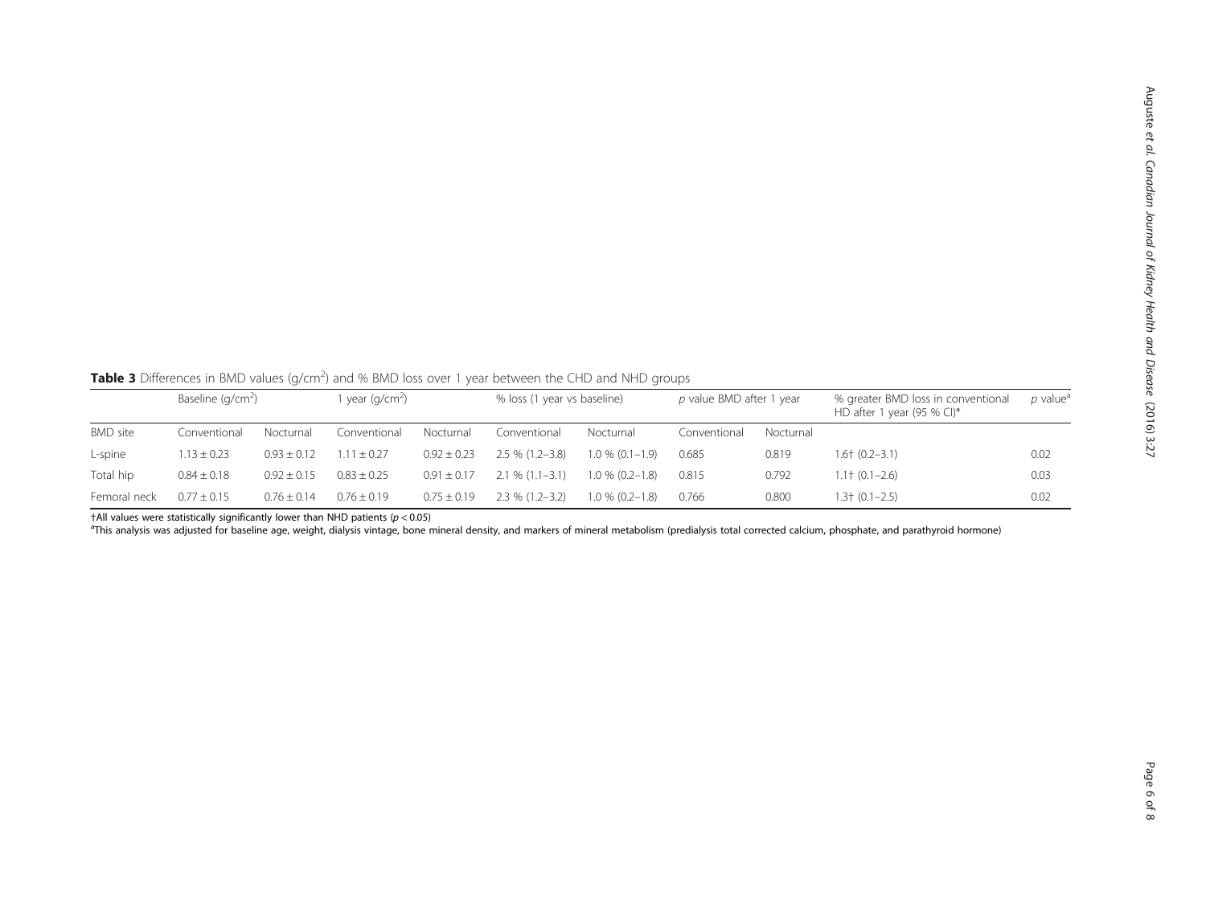**Table 3** Differences in BMD values (g/cm$^2$) and % BMD loss over 1 year between the CHD and NHD groups

| | Baseline (g/cm$^2$) | | 1 year (g/cm$^2$) | | % loss (1 year vs baseline) | | *p* value BMD after 1 year | | % greater BMD loss in conventional HD after 1 year (95 % CI)* | *p* value[a] |
|---|---|---|---|---|---|---|---|---|---|---|
| BMD site | Conventional | Nocturnal | Conventional | Nocturnal | Conventional | Nocturnal | Conventional | Nocturnal | | |
| L-spine | 1.13 ± 0.23 | 0.93 ± 0.12 | 1.11 ± 0.27 | 0.92 ± 0.23 | 2.5 % (1.2–3.8) | 1.0 % (0.1–1.9) | 0.685 | 0.819 | 1.6† (0.2–3.1) | 0.02 |
| Total hip | 0.84 ± 0.18 | 0.92 ± 0.15 | 0.83 ± 0.25 | 0.91 ± 0.17 | 2.1 % (1.1–3.1) | 1.0 % (0.2–1.8) | 0.815 | 0.792 | 1.1† (0.1–2.6) | 0.03 |
| Femoral neck | 0.77 ± 0.15 | 0.76 ± 0.14 | 0.76 ± 0.19 | 0.75 ± 0.19 | 2.3 % (1.2–3.2) | 1.0 % (0.2–1.8) | 0.766 | 0.800 | 1.3† (0.1–2.5) | 0.02 |

†All values were statistically significantly lower than NHD patients ($p < 0.05$)

[a]This analysis was adjusted for baseline age, weight, dialysis vintage, bone mineral density, and markers of mineral metabolism (predialysis total corrected calcium, phosphate, and parathyroid hormone)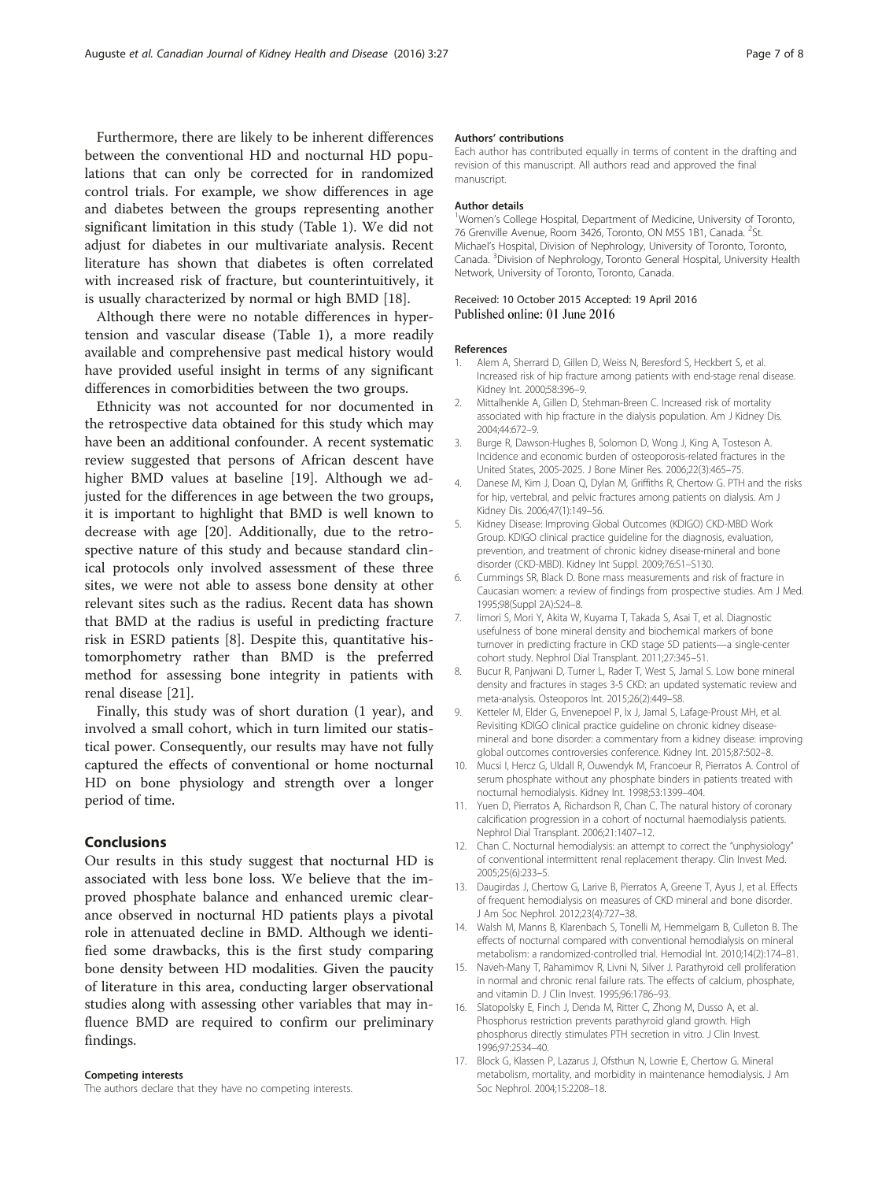Furthermore, there are likely to be inherent differences between the conventional HD and nocturnal HD populations that can only be corrected for in randomized control trials. For example, we show differences in age and diabetes between the groups representing another significant limitation in this study (Table 1). We did not adjust for diabetes in our multivariate analysis. Recent literature has shown that diabetes is often correlated with increased risk of fracture, but counterintuitively, it is usually characterized by normal or high BMD [18].

Although there were no notable differences in hypertension and vascular disease (Table 1), a more readily available and comprehensive past medical history would have provided useful insight in terms of any significant differences in comorbidities between the two groups.

Ethnicity was not accounted for nor documented in the retrospective data obtained for this study which may have been an additional confounder. A recent systematic review suggested that persons of African descent have higher BMD values at baseline [19]. Although we adjusted for the differences in age between the two groups, it is important to highlight that BMD is well known to decrease with age [20]. Additionally, due to the retrospective nature of this study and because standard clinical protocols only involved assessment of these three sites, we were not able to assess bone density at other relevant sites such as the radius. Recent data has shown that BMD at the radius is useful in predicting fracture risk in ESRD patients [8]. Despite this, quantitative histomorphometry rather than BMD is the preferred method for assessing bone integrity in patients with renal disease [21].

Finally, this study was of short duration (1 year), and involved a small cohort, which in turn limited our statistical power. Consequently, our results may have not fully captured the effects of conventional or home nocturnal HD on bone physiology and strength over a longer period of time.

## Conclusions

Our results in this study suggest that nocturnal HD is associated with less bone loss. We believe that the improved phosphate balance and enhanced uremic clearance observed in nocturnal HD patients plays a pivotal role in attenuated decline in BMD. Although we identified some drawbacks, this is the first study comparing bone density between HD modalities. Given the paucity of literature in this area, conducting larger observational studies along with assessing other variables that may influence BMD are required to confirm our preliminary findings.

#### Competing interests

The authors declare that they have no competing interests.

#### Authors' contributions

Each author has contributed equally in terms of content in the drafting and revision of this manuscript. All authors read and approved the final manuscript.

#### Author details

[1]Women's College Hospital, Department of Medicine, University of Toronto, 76 Grenville Avenue, Room 3426, Toronto, ON M5S 1B1, Canada. [2]St. Michael's Hospital, Division of Nephrology, University of Toronto, Toronto, Canada. [3]Division of Nephrology, Toronto General Hospital, University Health Network, University of Toronto, Toronto, Canada.

Received: 10 October 2015 Accepted: 19 April 2016
Published online: 01 June 2016

#### References

1. Alem A, Sherrard D, Gillen D, Weiss N, Beresford S, Heckbert S, et al. Increased risk of hip fracture among patients with end-stage renal disease. Kidney Int. 2000;58:396–9.
2. Mittalhenkle A, Gillen D, Stehman-Breen C. Increased risk of mortality associated with hip fracture in the dialysis population. Am J Kidney Dis. 2004;44:672–9.
3. Burge R, Dawson-Hughes B, Solomon D, Wong J, King A, Tosteson A. Incidence and economic burden of osteoporosis-related fractures in the United States, 2005-2025. J Bone Miner Res. 2006;22(3):465–75.
4. Danese M, Kim J, Doan Q, Dylan M, Griffiths R, Chertow G. PTH and the risks for hip, vertebral, and pelvic fractures among patients on dialysis. Am J Kidney Dis. 2006;47(1):149–56.
5. Kidney Disease: Improving Global Outcomes (KDIGO) CKD-MBD Work Group. KDIGO clinical practice guideline for the diagnosis, evaluation, prevention, and treatment of chronic kidney disease-mineral and bone disorder (CKD-MBD). Kidney Int Suppl. 2009;76:S1–S130.
6. Cummings SR, Black D. Bone mass measurements and risk of fracture in Caucasian women: a review of findings from prospective studies. Am J Med. 1995;98(Suppl 2A):S24–8.
7. Iimori S, Mori Y, Akita W, Kuyama T, Takada S, Asai T, et al. Diagnostic usefulness of bone mineral density and biochemical markers of bone turnover in predicting fracture in CKD stage 5D patients—a single-center cohort study. Nephrol Dial Transplant. 2011;27:345–51.
8. Bucur R, Panjwani D, Turner L, Rader T, West S, Jamal S. Low bone mineral density and fractures in stages 3-5 CKD: an updated systematic review and meta-analysis. Osteoporos Int. 2015;26(2):449–58.
9. Ketteler M, Elder G, Envenepoel P, Ix J, Jamal S, Lafage-Proust MH, et al. Revisiting KDIGO clinical practice guideline on chronic kidney disease-mineral and bone disorder: a commentary from a kidney disease: improving global outcomes controversies conference. Kidney Int. 2015;87:502–8.
10. Mucsi I, Hercz G, Uldall R, Ouwendyk M, Francoeur R, Pierratos A. Control of serum phosphate without any phosphate binders in patients treated with nocturnal hemodialysis. Kidney Int. 1998;53:1399–404.
11. Yuen D, Pierratos A, Richardson R, Chan C. The natural history of coronary calcification progression in a cohort of nocturnal haemodialysis patients. Nephrol Dial Transplant. 2006;21:1407–12.
12. Chan C. Nocturnal hemodialysis: an attempt to correct the "unphysiology" of conventional intermittent renal replacement therapy. Clin Invest Med. 2005;25(6):233–5.
13. Daugirdas J, Chertow G, Larive B, Pierratos A, Greene T, Ayus J, et al. Effects of frequent hemodialysis on measures of CKD mineral and bone disorder. J Am Soc Nephrol. 2012;23(4):727–38.
14. Walsh M, Manns B, Klarenbach S, Tonelli M, Hemmelgarn B, Culleton B. The effects of nocturnal compared with conventional hemodialysis on mineral metabolism: a randomized-controlled trial. Hemodial Int. 2010;14(2):174–81.
15. Naveh-Many T, Rahamimov R, Livni N, Silver J. Parathyroid cell proliferation in normal and chronic renal failure rats. The effects of calcium, phosphate, and vitamin D. J Clin Invest. 1995;96:1786–93.
16. Slatopolsky E, Finch J, Denda M, Ritter C, Zhong M, Dusso A, et al. Phosphorus restriction prevents parathyroid gland growth. High phosphorus directly stimulates PTH secretion in vitro. J Clin Invest. 1996;97:2534–40.
17. Block G, Klassen P, Lazarus J, Ofsthun N, Lowrie E, Chertow G. Mineral metabolism, mortality, and morbidity in maintenance hemodialysis. J Am Soc Nephrol. 2004;15:2208–18.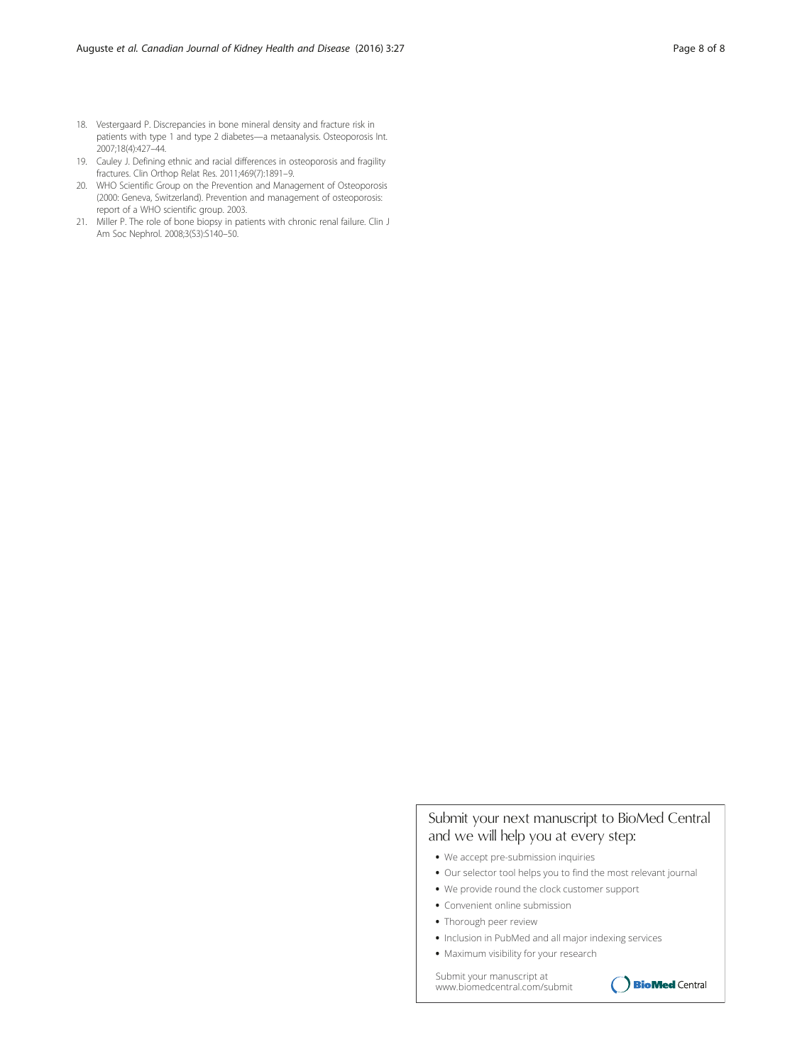18. Vestergaard P. Discrepancies in bone mineral density and fracture risk in patients with type 1 and type 2 diabetes—a metaanalysis. Osteoporosis Int. 2007;18(4):427–44.
19. Cauley J. Defining ethnic and racial differences in osteoporosis and fragility fractures. Clin Orthop Relat Res. 2011;469(7):1891–9.
20. WHO Scientific Group on the Prevention and Management of Osteoporosis (2000: Geneva, Switzerland). Prevention and management of osteoporosis: report of a WHO scientific group. 2003.
21. Miller P. The role of bone biopsy in patients with chronic renal failure. Clin J Am Soc Nephrol. 2008;3(S3):S140–50.

Submit your next manuscript to BioMed Central and we will help you at every step:

- We accept pre-submission inquiries
- Our selector tool helps you to find the most relevant journal
- We provide round the clock customer support
- Convenient online submission
- Thorough peer review
- Inclusion in PubMed and all major indexing services
- Maximum visibility for your research

Submit your manuscript at www.biomedcentral.com/submit

BioMed Central